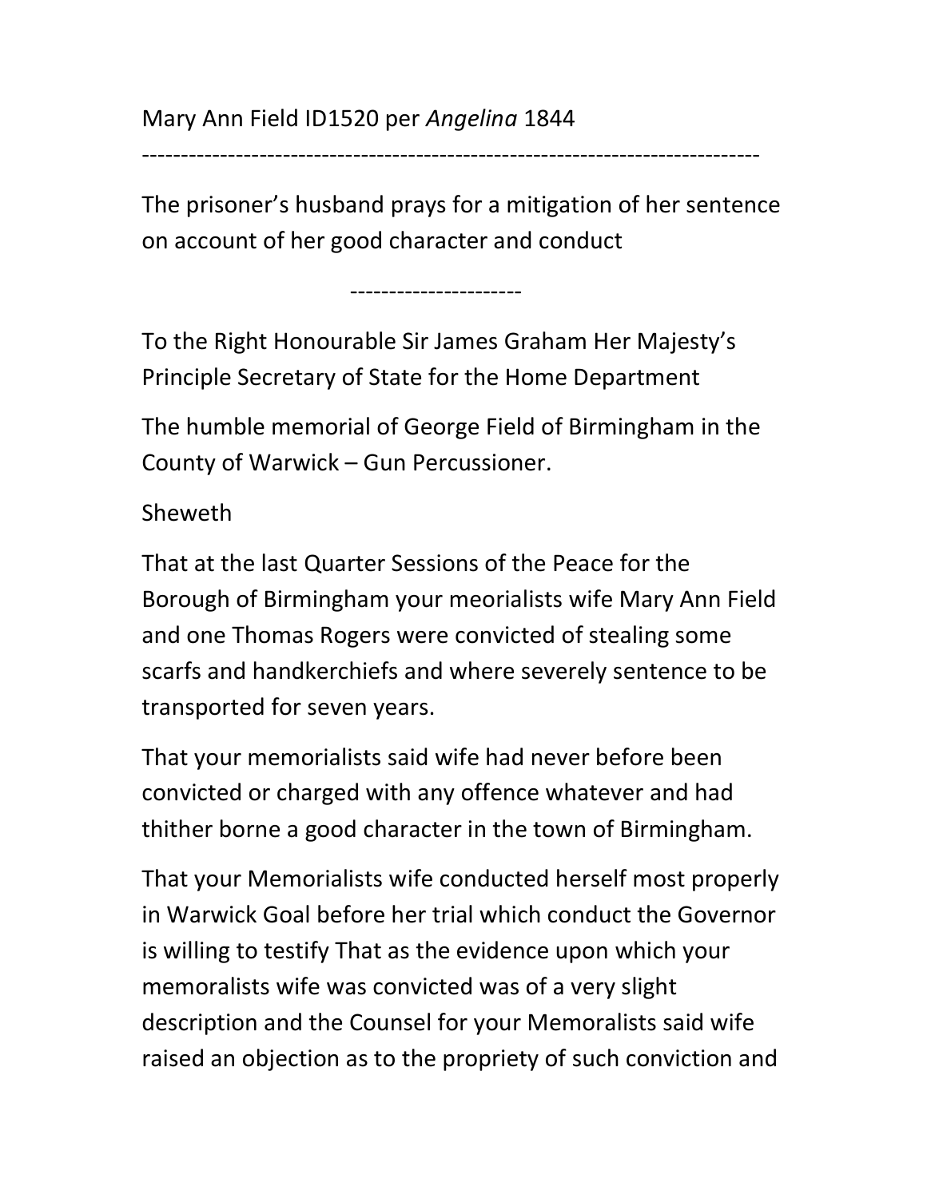Mary Ann Field ID1520 per *Angelina* 1844

---

The prisoner's husband prays for a mitigation of her sentence on account of her good character and conduct

---

To the Right Honourable Sir James Graham Her Majesty's Principle Secretary of State for the Home Department

The humble memorial of George Field of Birmingham in the County of Warwick – Gun Percussioner.

Sheweth

That at the last Quarter Sessions of the Peace for the Borough of Birmingham your meorialists wife Mary Ann Field and one Thomas Rogers were convicted of stealing some scarfs and handkerchiefs and where severely sentence to be transported for seven years.

That your memorialists said wife had never before been convicted or charged with any offence whatever and had thither borne a good character in the town of Birmingham.

That your Memorialists wife conducted herself most properly in Warwick Goal before her trial which conduct the Governor is willing to testify That as the evidence upon which your memoralists wife was convicted was of a very slight description and the Counsel for your Memoralists said wife raised an objection as to the propriety of such conviction and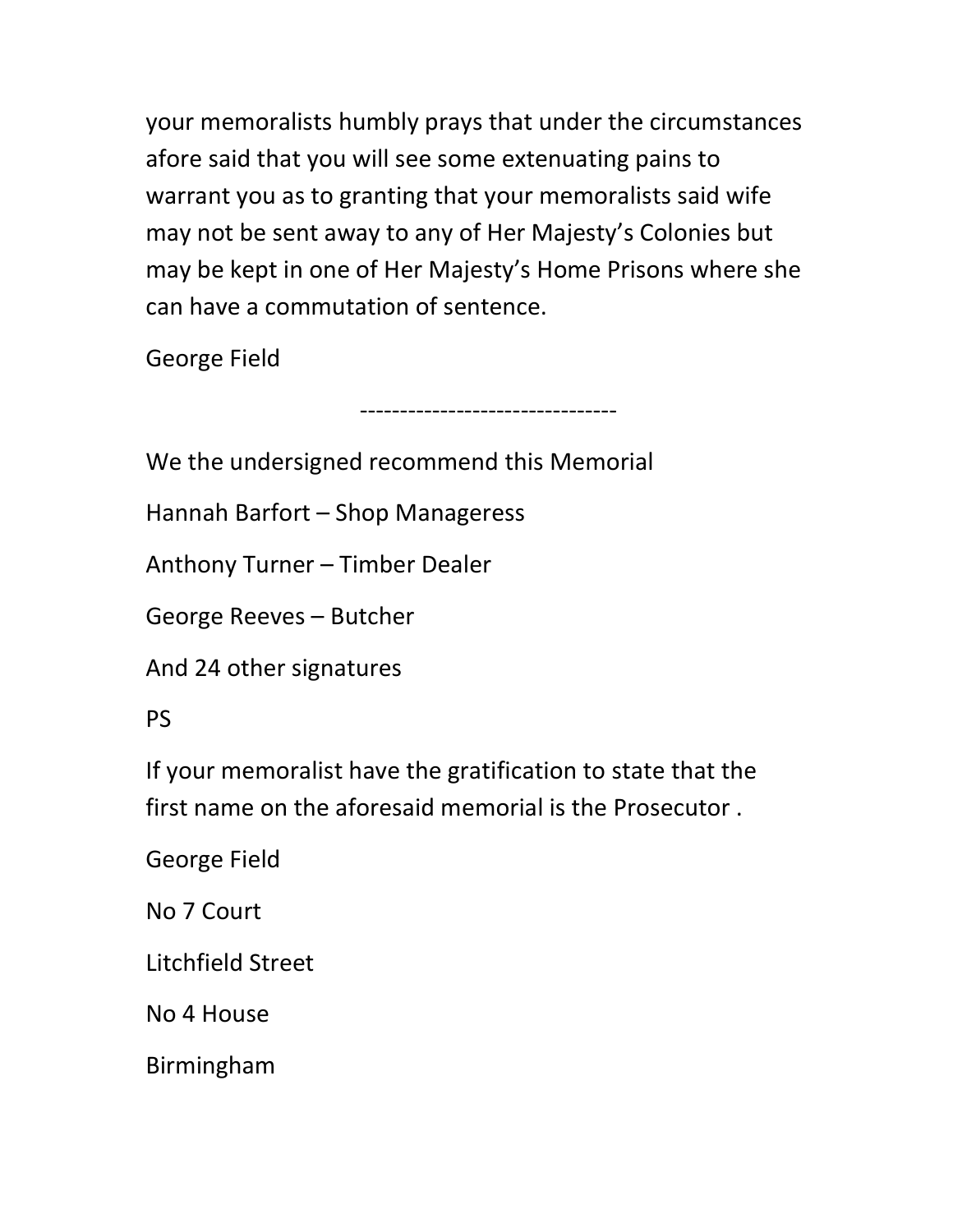your memoralists humbly prays that under the circumstances afore said that you will see some extenuating pains to warrant you as to granting that your memoralists said wife may not be sent away to any of Her Majesty's Colonies but may be kept in one of Her Majesty's Home Prisons where she can have a commutation of sentence.

George Field

--------------------------------

We the undersigned recommend this Memorial

Hannah Barfort – Shop Manageress

Anthony Turner – Timber Dealer

George Reeves – Butcher

And 24 other signatures

PS

If your memoralist have the gratification to state that the first name on the aforesaid memorial is the Prosecutor .

George Field

No 7 Court

Litchfield Street

No 4 House

Birmingham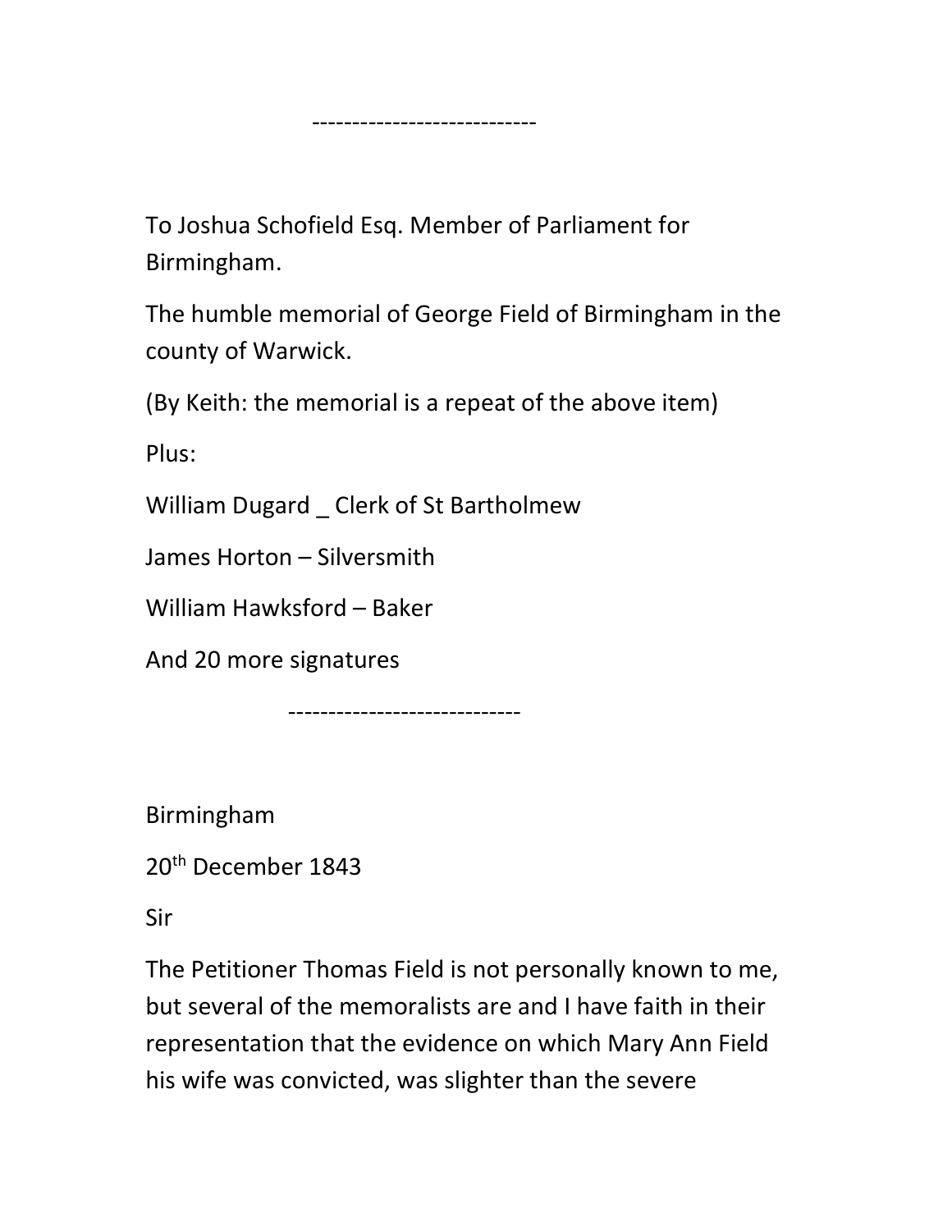----------------------------

To Joshua Schofield Esq. Member of Parliament for Birmingham.

The humble memorial of George Field of Birmingham in the county of Warwick.

(By Keith: the memorial is a repeat of the above item)

Plus:

William Dugard _ Clerk of St Bartholmew

James Horton – Silversmith

William Hawksford – Baker

And 20 more signatures

----------------------------

Birmingham

20th December 1843

Sir

The Petitioner Thomas Field is not personally known to me, but several of the memoralists are and I have faith in their representation that the evidence on which Mary Ann Field his wife was convicted, was slighter than the severe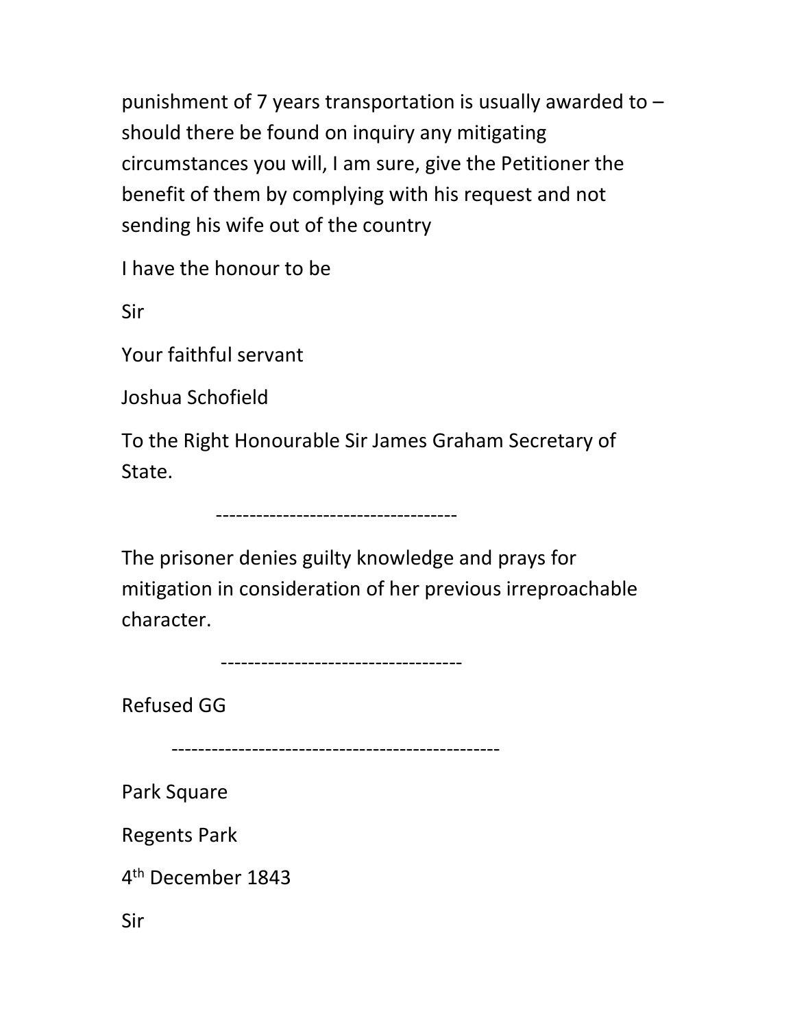punishment of 7 years transportation is usually awarded to – should there be found on inquiry any mitigating circumstances you will, I am sure, give the Petitioner the benefit of them by complying with his request and not sending his wife out of the country

I have the honour to be

Sir

Your faithful servant

Joshua Schofield

To the Right Honourable Sir James Graham Secretary of State.

------------------------------------

The prisoner denies guilty knowledge and prays for mitigation in consideration of her previous irreproachable character.

------------------------------------

Refused GG

------------------------------------------------

Park Square

Regents Park

4th December 1843

Sir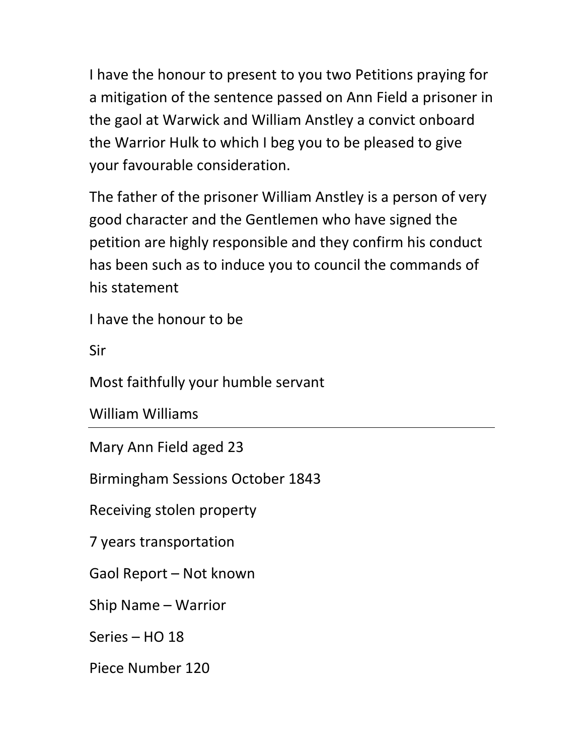I have the honour to present to you two Petitions praying for a mitigation of the sentence passed on Ann Field a prisoner in the gaol at Warwick and William Anstley a convict onboard the Warrior Hulk to which I beg you to be pleased to give your favourable consideration.

The father of the prisoner William Anstley is a person of very good character and the Gentlemen who have signed the petition are highly responsible and they confirm his conduct has been such as to induce you to council the commands of his statement

I have the honour to be

Sir

Most faithfully your humble servant

William Williams

---

Mary Ann Field aged 23

Birmingham Sessions October 1843

Receiving stolen property

7 years transportation

Gaol Report – Not known

Ship Name – Warrior

Series – HO 18

Piece Number 120